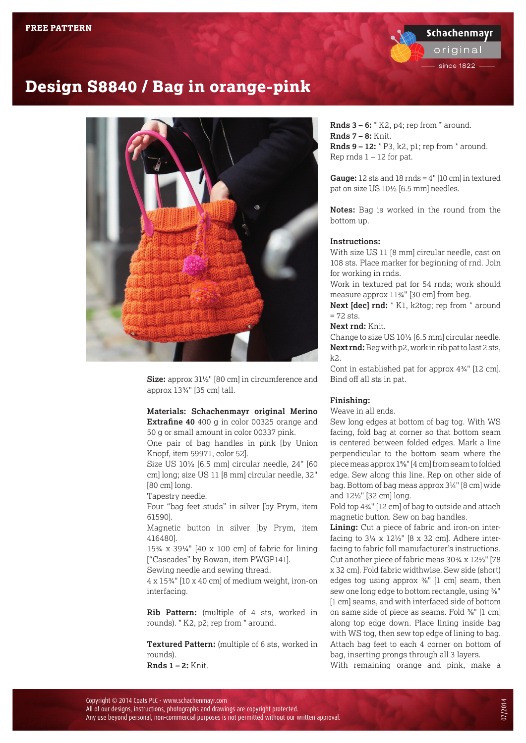FREE PATTERN

# Design S8840 / Bag in orange-pink

**Size:** approx 31½" [80 cm] in circumference and approx 13¾" [35 cm] tall.

**Materials: Schachenmayr original Merino Extrafine 40** 400 g in color 00325 orange and 50 g or small amount in color 00337 pink.
One pair of bag handles in pink [by Union Knopf, item 59971, color 52].
Size US 10½ [6.5 mm] circular needle, 24" [60 cm] long; size US 11 [8 mm] circular needle, 32" [80 cm] long.
Tapestry needle.
Four "bag feet studs" in silver [by Prym, item 61590].
Magnetic button in silver [by Prym, item 416480].
15¾ x 39¼" [40 x 100 cm] of fabric for lining ["Cascades" by Rowan, item PWGP141].
Sewing needle and sewing thread.
4 x 15¾" [10 x 40 cm] of medium weight, iron-on interfacing.

**Rib Pattern:** (multiple of 4 sts, worked in rounds). * K2, p2; rep from * around.

**Textured Pattern:** (multiple of 6 sts, worked in rounds).
**Rnds 1 – 2:** Knit.
**Rnds 3 – 6:** * K2, p4; rep from * around.
**Rnds 7 – 8:** Knit.
**Rnds 9 – 12:** * P3, k2, p1; rep from * around.
Rep rnds 1 – 12 for pat.

**Gauge:** 12 sts and 18 rnds = 4" [10 cm] in textured pat on size US 10½ [6.5 mm] needles.

**Notes:** Bag is worked in the round from the bottom up.

**Instructions:**
With size US 11 [8 mm] circular needle, cast on 108 sts. Place marker for beginning of rnd. Join for working in rnds.
Work in textured pat for 54 rnds; work should measure approx 11¾" [30 cm] from beg.
**Next [dec] rnd:** * K1, k2tog; rep from * around = 72 sts.
**Next rnd:** Knit.
Change to size US 10½ [6.5 mm] circular needle.
**Next rnd:** Beg with p2, work in rib pat to last 2 sts, k2.
Cont in established pat for approx 4¾" [12 cm]. Bind off all sts in pat.

**Finishing:**
Weave in all ends.
Sew long edges at bottom of bag tog. With WS facing, fold bag at corner so that bottom seam is centered between folded edges. Mark a line perpendicular to the bottom seam where the piece meas approx 1⅝" [4 cm] from seam to folded edge. Sew along this line. Rep on other side of bag. Bottom of bag meas approx 3¼" [8 cm] wide and 12½" [32 cm] long.
Fold top 4¾" [12 cm] of bag to outside and attach magnetic button. Sew on bag handles.
**Lining:** Cut a piece of fabric and iron-on interfacing to 3¼ x 12½" [8 x 32 cm]. Adhere interfacing to fabric foll manufacturer's instructions. Cut another piece of fabric meas 30¾ x 12½" [78 x 32 cm]. Fold fabric widthwise. Sew side (short) edges tog using approx ⅜" [1 cm] seam, then sew one long edge to bottom rectangle, using ⅜" [1 cm] seams, and with interfaced side of bottom on same side of piece as seams. Fold ⅜" [1 cm] along top edge down. Place lining inside bag with WS tog, then sew top edge of lining to bag. Attach bag feet to each 4 corner on bottom of bag, inserting prongs through all 3 layers.
With remaining orange and pink, make a

Copyright © 2014 Coats PLC - www.schachenmayr.com
All of our designs, instructions, photographs and drawings are copyright protected.
Any use beyond personal, non-commercial purposes is not permitted without our written approval.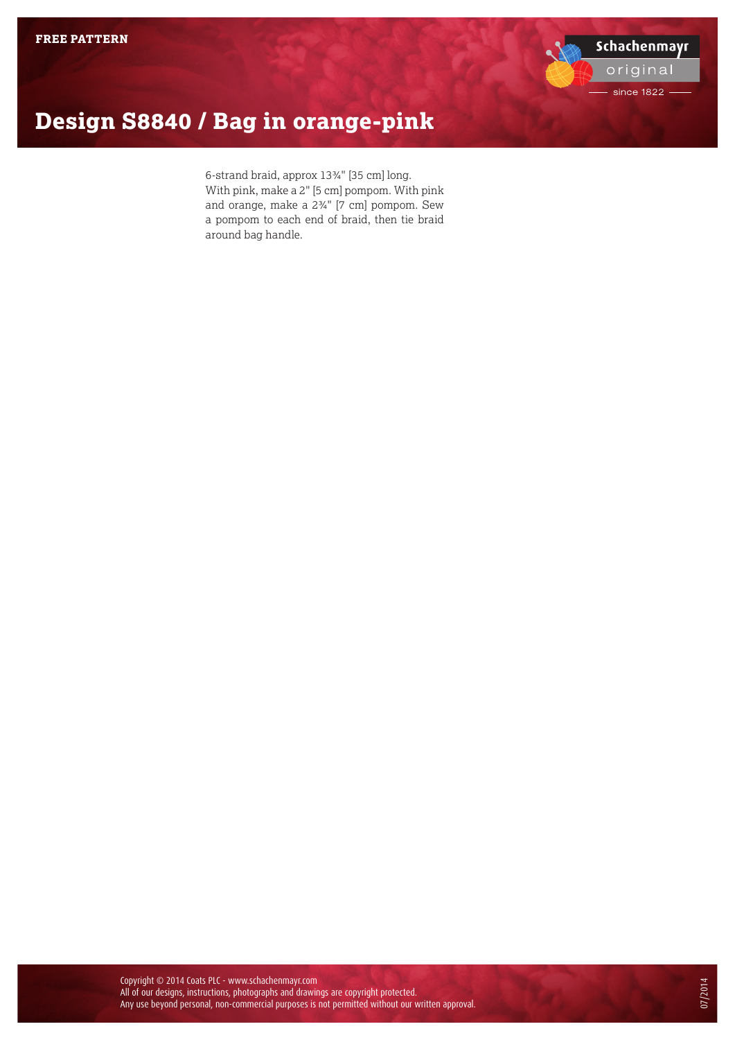6-strand braid, approx 13¾" [35 cm] long. With pink, make a 2" [5 cm] pompom. With pink and orange, make a 2¾" [7 cm] pompom. Sew a pompom to each end of braid, then tie braid around bag handle.